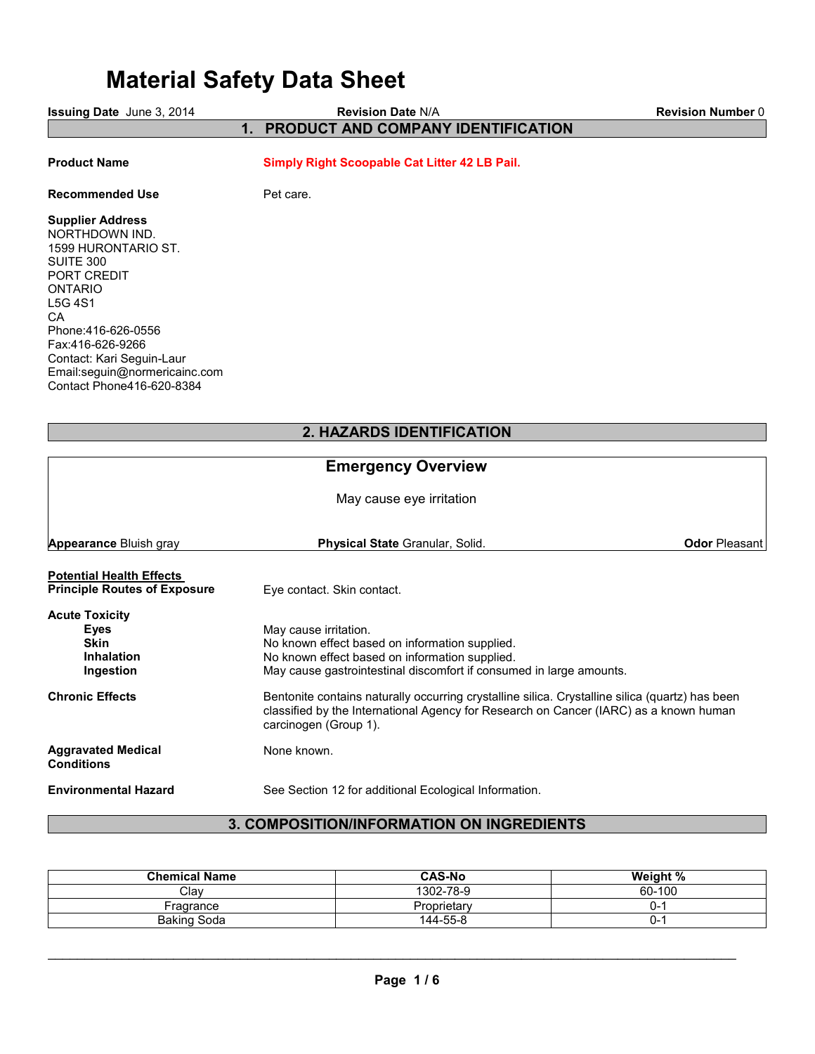# Material Safety Data Sheet

**Issuing Date** June 3, 2014 **Revision Date** N/A **Revision Number** 0

## 1. PRODUCT AND COMPANY IDENTIFICATION

**Product Name** **Simply Right Scoopable Cat Litter 42 LB Pail.**

**Recommended Use** Pet care.

**Supplier Address**
NORTHDOWN IND.
1599 HURONTARIO ST.
SUITE 300
PORT CREDIT
ONTARIO
L5G 4S1
CA
Phone:416-626-0556
Fax:416-626-9266
Contact: Kari Seguin-Laur
Email:seguin@normericainc.com
Contact Phone416-620-8384

## 2. HAZARDS IDENTIFICATION

### Emergency Overview

May cause eye irritation

**Appearance** Bluish gray **Physical State** Granular, Solid. **Odor** Pleasant

**Potential Health Effects**

**Principle Routes of Exposure** Eye contact. Skin contact.

**Acute Toxicity**

- **Eyes** May cause irritation.
- **Skin** No known effect based on information supplied.
- **Inhalation** No known effect based on information supplied.
- **Ingestion** May cause gastrointestinal discomfort if consumed in large amounts.

**Chronic Effects** Bentonite contains naturally occurring crystalline silica. Crystalline silica (quartz) has been classified by the International Agency for Research on Cancer (IARC) as a known human carcinogen (Group 1).

**Aggravated Medical Conditions** None known.

**Environmental Hazard** See Section 12 for additional Ecological Information.

## 3. COMPOSITION/INFORMATION ON INGREDIENTS

| Chemical Name | CAS-No | Weight % |
|---|---|---|
| Clay | 1302-78-9 | 60-100 |
| Fragrance | Proprietary | 0-1 |
| Baking Soda | 144-55-8 | 0-1 |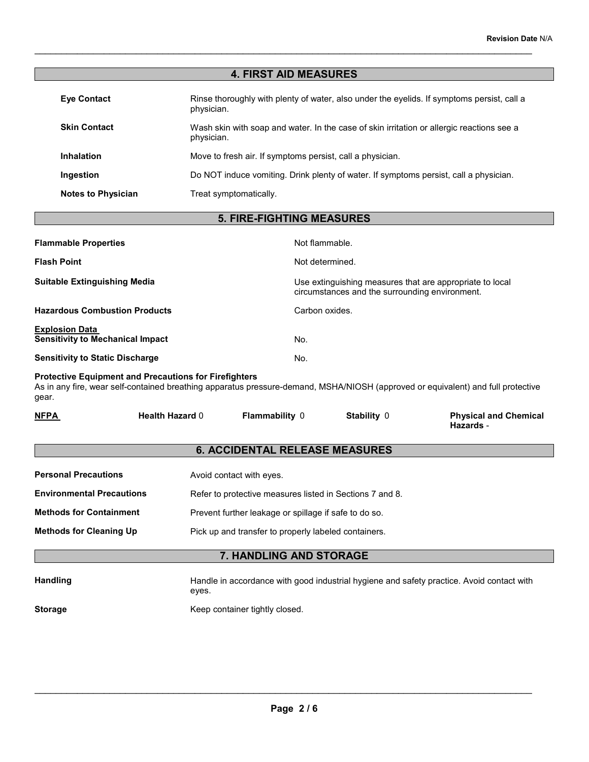## 4. FIRST AID MEASURES

**Eye Contact** Rinse thoroughly with plenty of water, also under the eyelids. If symptoms persist, call a physician.

**Skin Contact** Wash skin with soap and water. In the case of skin irritation or allergic reactions see a physician.

**Inhalation** Move to fresh air. If symptoms persist, call a physician.

**Ingestion** Do NOT induce vomiting. Drink plenty of water. If symptoms persist, call a physician.

**Notes to Physician** Treat symptomatically.

## 5. FIRE-FIGHTING MEASURES

**Flammable Properties** Not flammable.

**Flash Point** Not determined.

**Suitable Extinguishing Media** Use extinguishing measures that are appropriate to local circumstances and the surrounding environment.

**Hazardous Combustion Products** Carbon oxides.

**Explosion Data**

**Sensitivity to Mechanical Impact** No.

**Sensitivity to Static Discharge** No.

**Protective Equipment and Precautions for Firefighters**
As in any fire, wear self-contained breathing apparatus pressure-demand, MSHA/NIOSH (approved or equivalent) and full protective gear.

**NFPA** **Health Hazard** 0 **Flammability** 0 **Stability** 0 **Physical and Chemical Hazards** -

## 6. ACCIDENTAL RELEASE MEASURES

**Personal Precautions** Avoid contact with eyes.

**Environmental Precautions** Refer to protective measures listed in Sections 7 and 8.

**Methods for Containment** Prevent further leakage or spillage if safe to do so.

**Methods for Cleaning Up** Pick up and transfer to properly labeled containers.

## 7. HANDLING AND STORAGE

**Handling** Handle in accordance with good industrial hygiene and safety practice. Avoid contact with eyes.

**Storage** Keep container tightly closed.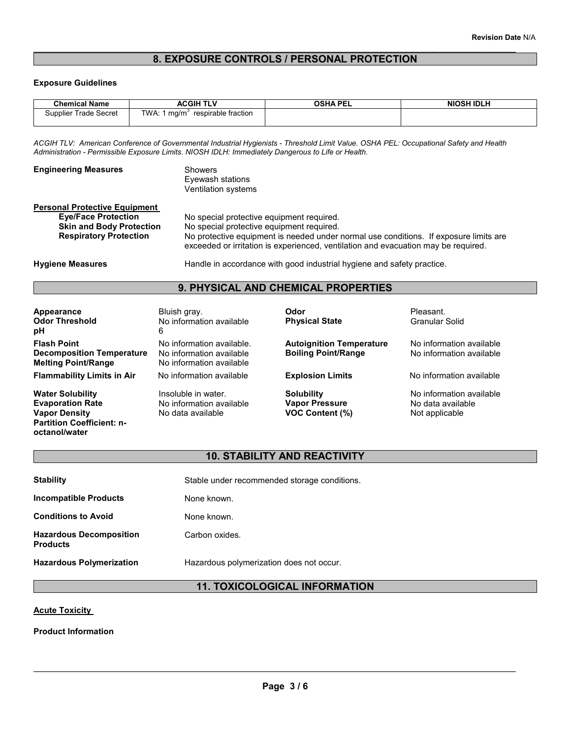**Revision Date** N/A

## 8. EXPOSURE CONTROLS / PERSONAL PROTECTION

**Exposure Guidelines**

| Chemical Name | ACGIH TLV | OSHA PEL | NIOSH IDLH |
|---|---|---|---|
| Supplier Trade Secret | TWA: 1 mg/m$^3$ respirable fraction | | |

*ACGIH TLV: American Conference of Governmental Industrial Hygienists - Threshold Limit Value. OSHA PEL: Occupational Safety and Health Administration - Permissible Exposure Limits. NIOSH IDLH: Immediately Dangerous to Life or Health.*

**Engineering Measures**
Showers
Eyewash stations
Ventilation systems

**Personal Protective Equipment**

**Eye/Face Protection** No special protective equipment required.

**Skin and Body Protection** No special protective equipment required.

**Respiratory Protection** No protective equipment is needed under normal use conditions. If exposure limits are exceeded or irritation is experienced, ventilation and evacuation may be required.

**Hygiene Measures** Handle in accordance with good industrial hygiene and safety practice.

## 9. PHYSICAL AND CHEMICAL PROPERTIES

| | | | |
|---|---|---|---|
| **Appearance** | Bluish gray. | **Odor** | Pleasant. |
| **Odor Threshold** | No information available | **Physical State** | Granular Solid |
| **pH** | 6 | | |
| **Flash Point** | No information available. | **Autoignition Temperature** | No information available |
| **Decomposition Temperature** | No information available | **Boiling Point/Range** | No information available |
| **Melting Point/Range** | No information available | | |
| **Flammability Limits in Air** | No information available | **Explosion Limits** | No information available |
| **Water Solubility** | Insoluble in water. | **Solubility** | No information available |
| **Evaporation Rate** | No information available | **Vapor Pressure** | No data available |
| **Vapor Density** | No data available | **VOC Content (%)** | Not applicable |
| **Partition Coefficient: n-octanol/water** | | | |

## 10. STABILITY AND REACTIVITY

**Stability** Stable under recommended storage conditions.

**Incompatible Products** None known.

**Conditions to Avoid** None known.

**Hazardous Decomposition Products** Carbon oxides.

**Hazardous Polymerization** Hazardous polymerization does not occur.

## 11. TOXICOLOGICAL INFORMATION

**Acute Toxicity**

**Product Information**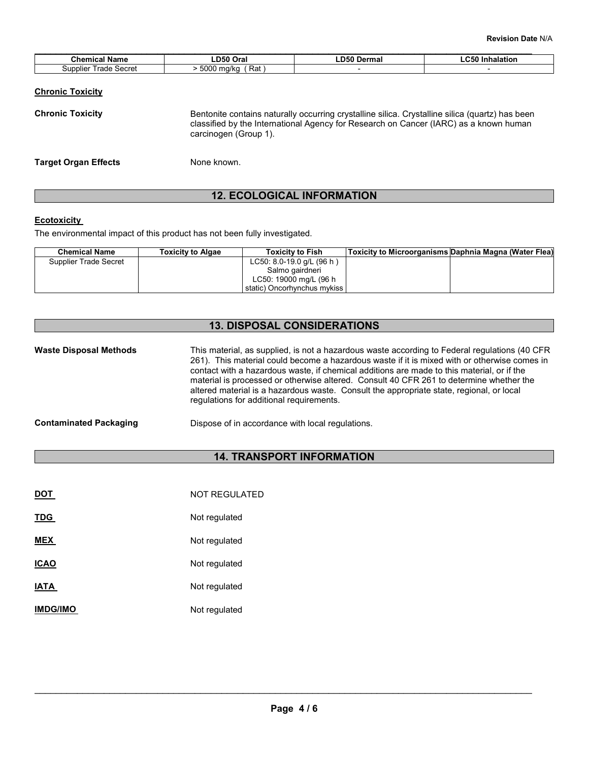| Chemical Name | LD50 Oral | LD50 Dermal | LC50 Inhalation |
| --- | --- | --- | --- |
| Supplier Trade Secret | > 5000 mg/kg ( Rat ) | - | - |

**Chronic Toxicity**

**Chronic Toxicity** Bentonite contains naturally occurring crystalline silica. Crystalline silica (quartz) has been classified by the International Agency for Research on Cancer (IARC) as a known human carcinogen (Group 1).

**Target Organ Effects** None known.

## 12. ECOLOGICAL INFORMATION

**Ecotoxicity**

The environmental impact of this product has not been fully investigated.

| Chemical Name | Toxicity to Algae | Toxicity to Fish | Toxicity to Microorganisms | Daphnia Magna (Water Flea) |
| --- | --- | --- | --- | --- |
| Supplier Trade Secret | | LC50: 8.0-19.0 g/L (96 h ) Salmo gairdneri LC50: 19000 mg/L (96 h static) Oncorhynchus mykiss | | |

## 13. DISPOSAL CONSIDERATIONS

**Waste Disposal Methods** This material, as supplied, is not a hazardous waste according to Federal regulations (40 CFR 261). This material could become a hazardous waste if it is mixed with or otherwise comes in contact with a hazardous waste, if chemical additions are made to this material, or if the material is processed or otherwise altered. Consult 40 CFR 261 to determine whether the altered material is a hazardous waste. Consult the appropriate state, regional, or local regulations for additional requirements.

**Contaminated Packaging** Dispose of in accordance with local regulations.

## 14. TRANSPORT INFORMATION

**DOT** NOT REGULATED

**TDG** Not regulated

**MEX** Not regulated

**ICAO** Not regulated

**IATA** Not regulated

**IMDG/IMO** Not regulated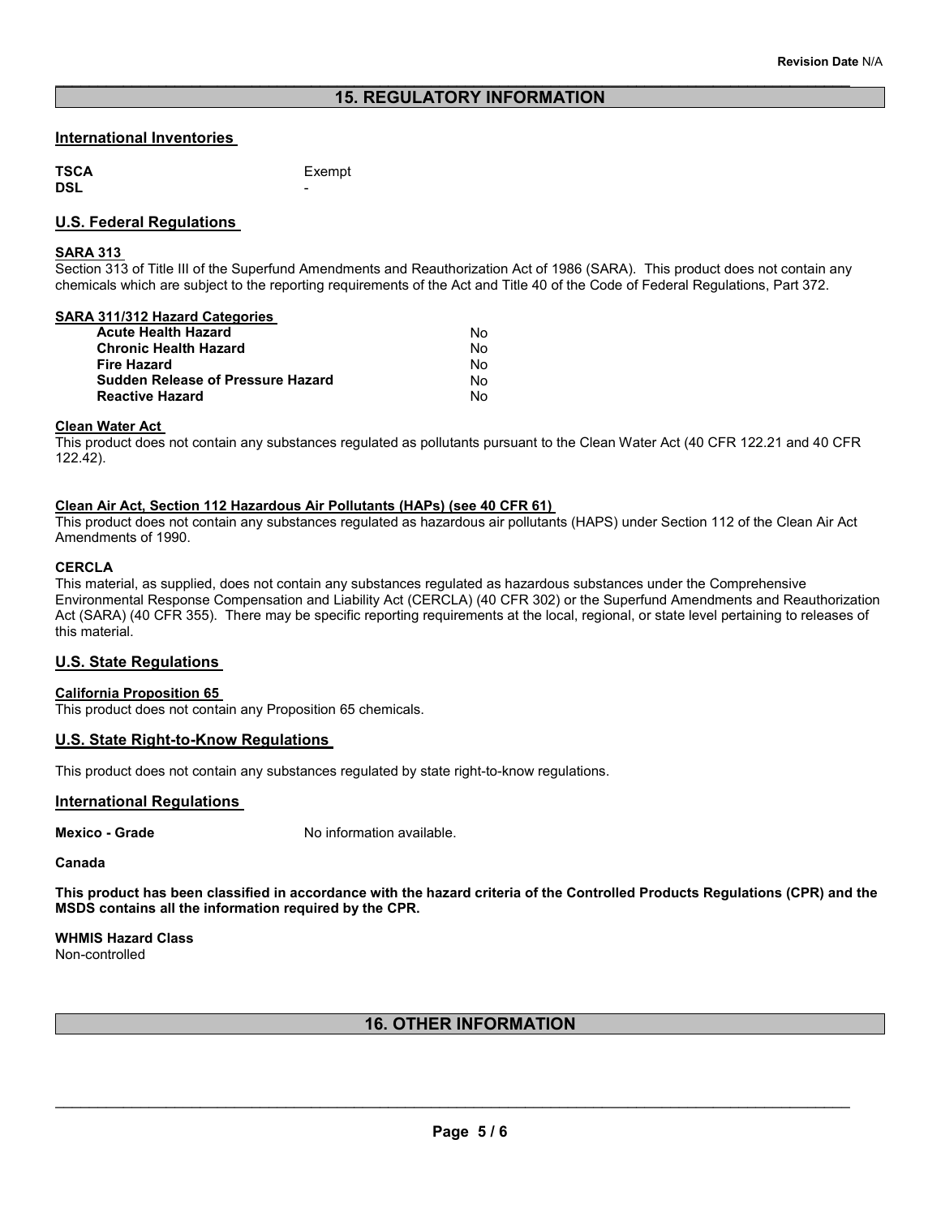## 15. REGULATORY INFORMATION

### International Inventories

| | |
|---|---|
| **TSCA** | Exempt |
| **DSL** | - |

### U.S. Federal Regulations

**SARA 313**

Section 313 of Title III of the Superfund Amendments and Reauthorization Act of 1986 (SARA). This product does not contain any chemicals which are subject to the reporting requirements of the Act and Title 40 of the Code of Federal Regulations, Part 372.

**SARA 311/312 Hazard Categories**

| | |
|---|---|
| **Acute Health Hazard** | No |
| **Chronic Health Hazard** | No |
| **Fire Hazard** | No |
| **Sudden Release of Pressure Hazard** | No |
| **Reactive Hazard** | No |

**Clean Water Act**

This product does not contain any substances regulated as pollutants pursuant to the Clean Water Act (40 CFR 122.21 and 40 CFR 122.42).

**Clean Air Act, Section 112 Hazardous Air Pollutants (HAPs) (see 40 CFR 61)**

This product does not contain any substances regulated as hazardous air pollutants (HAPS) under Section 112 of the Clean Air Act Amendments of 1990.

**CERCLA**

This material, as supplied, does not contain any substances regulated as hazardous substances under the Comprehensive Environmental Response Compensation and Liability Act (CERCLA) (40 CFR 302) or the Superfund Amendments and Reauthorization Act (SARA) (40 CFR 355). There may be specific reporting requirements at the local, regional, or state level pertaining to releases of this material.

### U.S. State Regulations

**California Proposition 65**

This product does not contain any Proposition 65 chemicals.

### U.S. State Right-to-Know Regulations

This product does not contain any substances regulated by state right-to-know regulations.

### International Regulations

**Mexico - Grade** No information available.

**Canada**

**This product has been classified in accordance with the hazard criteria of the Controlled Products Regulations (CPR) and the MSDS contains all the information required by the CPR.**

**WHMIS Hazard Class**

Non-controlled

## 16. OTHER INFORMATION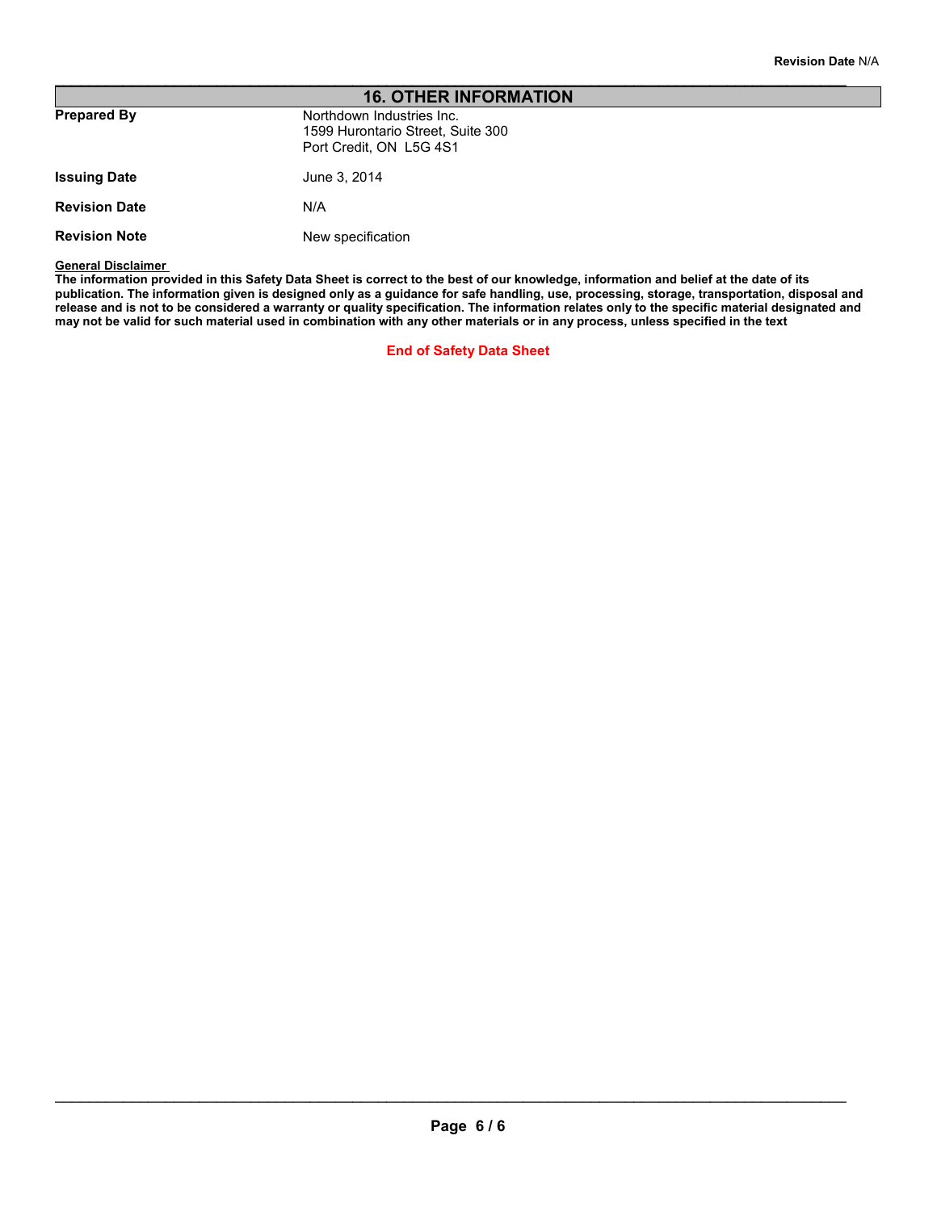## 16. OTHER INFORMATION

| | |
|---|---|
| **Prepared By** | Northdown Industries Inc.<br>1599 Hurontario Street, Suite 300<br>Port Credit, ON L5G 4S1 |
| **Issuing Date** | June 3, 2014 |
| **Revision Date** | N/A |
| **Revision Note** | New specification |

**General Disclaimer**

**The information provided in this Safety Data Sheet is correct to the best of our knowledge, information and belief at the date of its publication. The information given is designed only as a guidance for safe handling, use, processing, storage, transportation, disposal and release and is not to be considered a warranty or quality specification. The information relates only to the specific material designated and may not be valid for such material used in combination with any other materials or in any process, unless specified in the text**

**End of Safety Data Sheet**